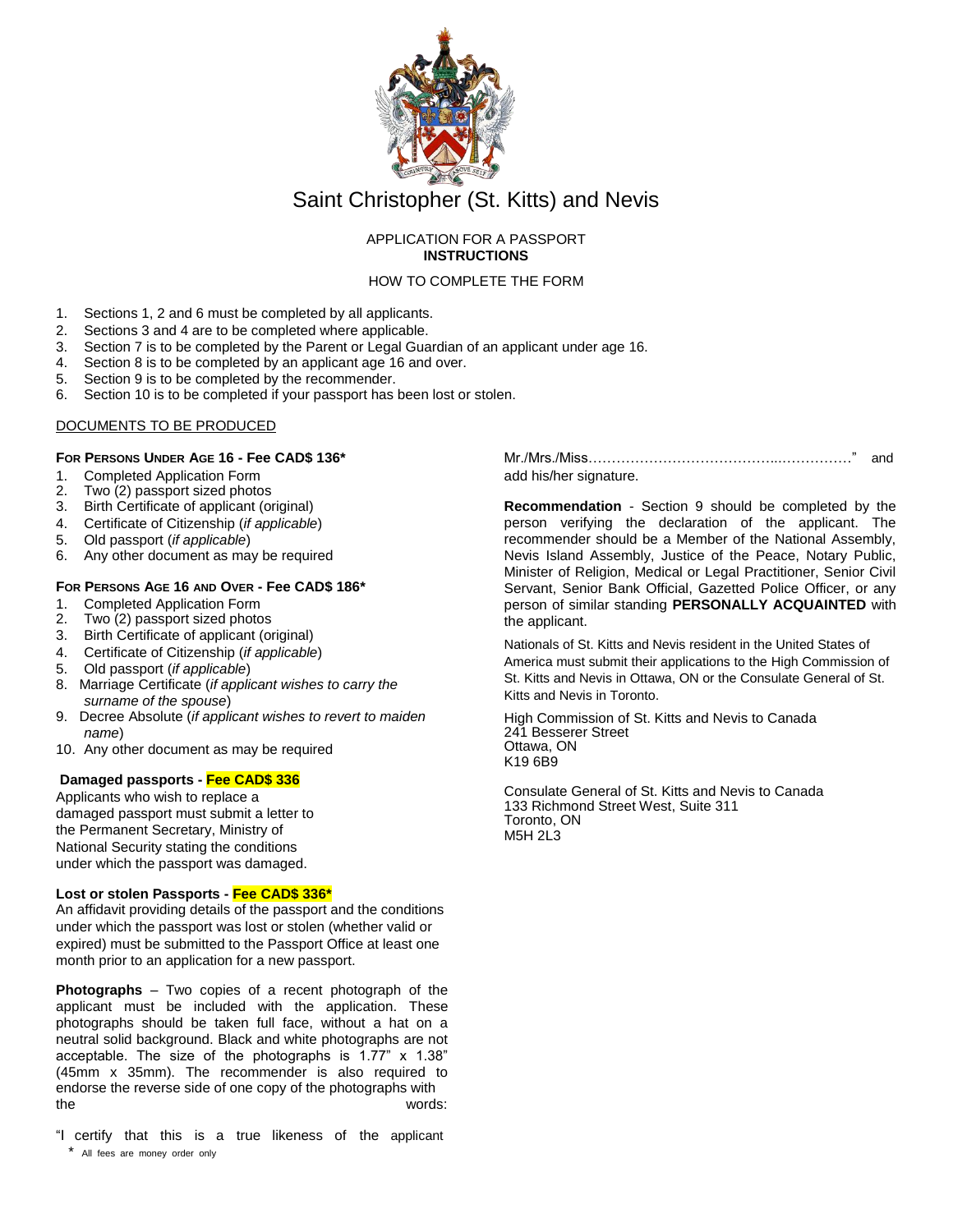# Saint Christopher (St. Kitts) and Nevis

APPLICATION FOR A PASSPORT
**INSTRUCTIONS**

HOW TO COMPLETE THE FORM

1. Sections 1, 2 and 6 must be completed by all applicants.
2. Sections 3 and 4 are to be completed where applicable.
3. Section 7 is to be completed by the Parent or Legal Guardian of an applicant under age 16.
4. Section 8 is to be completed by an applicant age 16 and over.
5. Section 9 is to be completed by the recommender.
6. Section 10 is to be completed if your passport has been lost or stolen.

DOCUMENTS TO BE PRODUCED

**FOR PERSONS UNDER AGE 16 - Fee CAD$ 136***

1. Completed Application Form
2. Two (2) passport sized photos
3. Birth Certificate of applicant (original)
4. Certificate of Citizenship (*if applicable*)
5. Old passport (*if applicable*)
6. Any other document as may be required

**FOR PERSONS AGE 16 AND OVER - Fee CAD$ 186***

1. Completed Application Form
2. Two (2) passport sized photos
3. Birth Certificate of applicant (original)
4. Certificate of Citizenship (*if applicable*)
5. Old passport (*if applicable*)
8. Marriage Certificate (*if applicant wishes to carry the surname of the spouse*)
9. Decree Absolute (*if applicant wishes to revert to maiden name*)
10. Any other document as may be required

**Damaged passports - Fee CAD$ 336**

Applicants who wish to replace a damaged passport must submit a letter to the Permanent Secretary, Ministry of National Security stating the conditions under which the passport was damaged.

**Lost or stolen Passports - Fee CAD$ 336***

An affidavit providing details of the passport and the conditions under which the passport was lost or stolen (whether valid or expired) must be submitted to the Passport Office at least one month prior to an application for a new passport.

**Photographs** – Two copies of a recent photograph of the applicant must be included with the application. These photographs should be taken full face, without a hat on a neutral solid background. Black and white photographs are not acceptable. The size of the photographs is 1.77" x 1.38" (45mm x 35mm). The recommender is also required to endorse the reverse side of one copy of the photographs with the words:

"I certify that this is a true likeness of the applicant Mr./Mrs./Miss…………………………………..……………." and add his/her signature.

**Recommendation** - Section 9 should be completed by the person verifying the declaration of the applicant. The recommender should be a Member of the National Assembly, Nevis Island Assembly, Justice of the Peace, Notary Public, Minister of Religion, Medical or Legal Practitioner, Senior Civil Servant, Senior Bank Official, Gazetted Police Officer, or any person of similar standing **PERSONALLY ACQUAINTED** with the applicant.

Nationals of St. Kitts and Nevis resident in the United States of America must submit their applications to the High Commission of St. Kitts and Nevis in Ottawa, ON or the Consulate General of St. Kitts and Nevis in Toronto.

High Commission of St. Kitts and Nevis to Canada
241 Besserer Street
Ottawa, ON
K19 6B9

Consulate General of St. Kitts and Nevis to Canada
133 Richmond Street West, Suite 311
Toronto, ON
M5H 2L3

\* All fees are money order only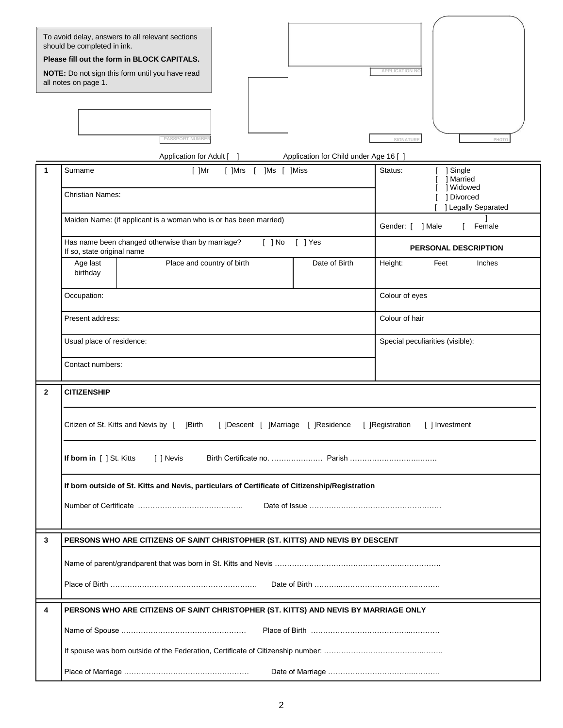To avoid delay, answers to all relevant sections should be completed in ink.

**Please fill out the form in BLOCK CAPITALS.**

**NOTE:** Do not sign this form until you have read all notes on page 1.

PASSPORT NUMBER

APPLICATION NO

SIGNATURE

PHOTO

Application for Adult [ ]  Application for Child under Age 16 [ ]

| 1 | | |
|---|---|---|
| | Surname [ ]Mr [ ]Mrs [ ]Ms [ ]Miss | Status: [ ] Single [ ] Married [ ] Widowed [ ] Divorced [ ] Legally Separated |
| | Christian Names: | |
| | Maiden Name: (if applicant is a woman who is or has been married) | Gender: [ ] Male [ ] Female |
| | Has name been changed otherwise than by marriage? [ ] No [ ] Yes<br>If so, state original name | **PERSONAL DESCRIPTION** |
| | Age last birthday \| Place and country of birth \| Date of Birth | Height: Feet Inches |
| | Occupation: | Colour of eyes |
| | Present address: | Colour of hair |
| | Usual place of residence: | Special peculiarities (visible): |
| | Contact numbers: | |

**2 CITIZENSHIP**

Citizen of St. Kitts and Nevis by [ ]Birth [ ]Descent [ ]Marriage [ ]Residence [ ]Registration [ ] Investment

**If born in** [ ] St. Kitts [ ] Nevis Birth Certificate no. ………………… Parish ……………………………..…….

**If born outside of St. Kitts and Nevis, particulars of Certificate of Citizenship/Registration**

Number of Certificate …………………………………….. Date of Issue ………………………………………………

**3 PERSONS WHO ARE CITIZENS OF SAINT CHRISTOPHER (ST. KITTS) AND NEVIS BY DESCENT**

Name of parent/grandparent that was born in St. Kitts and Nevis ………………………………………………………….

Place of Birth …………………………………………………… Date of Birth ………..…………………………..………

**4 PERSONS WHO ARE CITIZENS OF SAINT CHRISTOPHER (ST. KITTS) AND NEVIS BY MARRIAGE ONLY**

Name of Spouse …………………………………………… Place of Birth ………………………………..…………

If spouse was born outside of the Federation, Certificate of Citizenship number: …………………………………..……..

Place of Marriage …………………………………………… Date of Marriage ………………………………..………..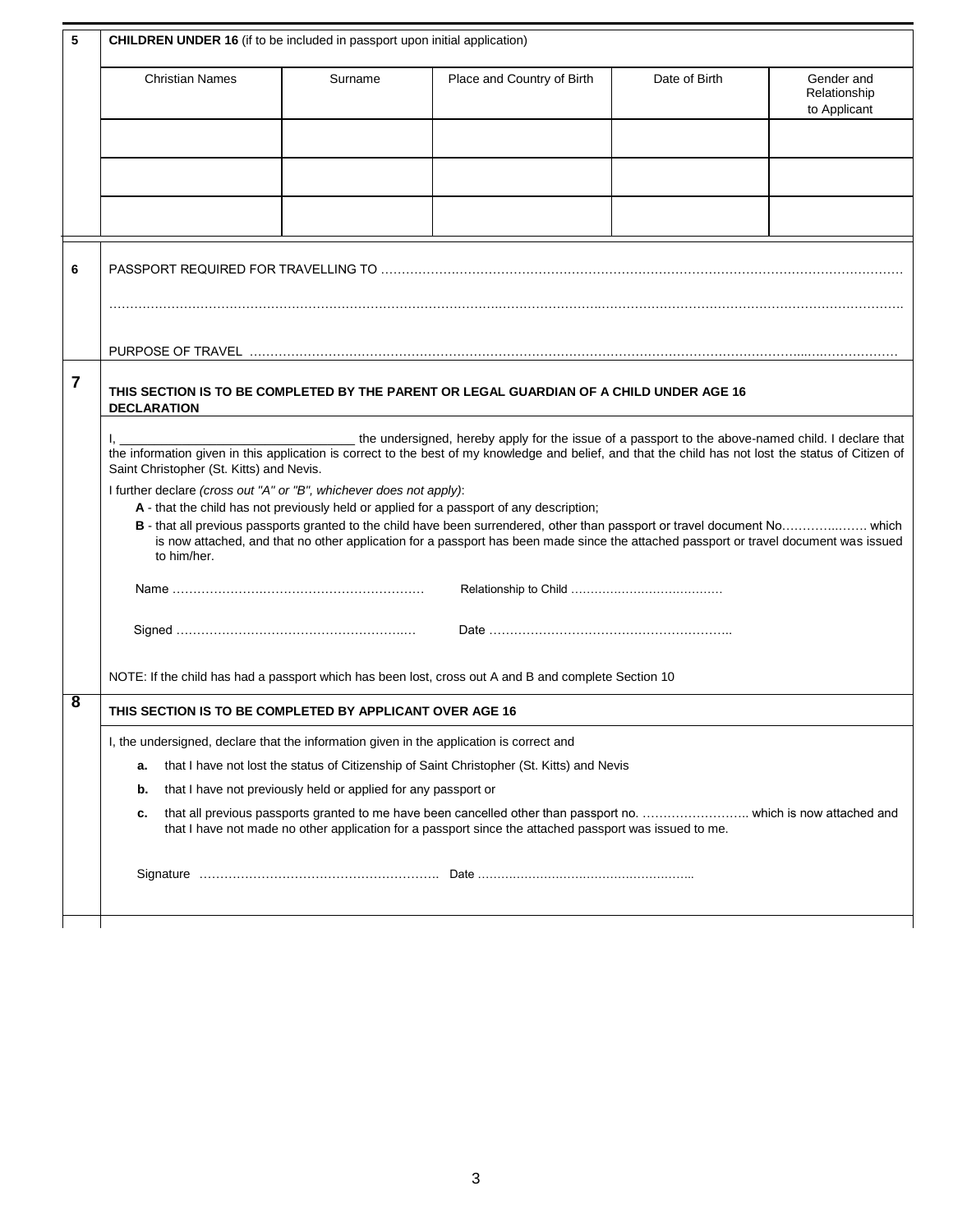## 5 CHILDREN UNDER 16 (if to be included in passport upon initial application)

| Christian Names | Surname | Place and Country of Birth | Date of Birth | Gender and Relationship to Applicant |
|---|---|---|---|---|
| | | | | |
| | | | | |
| | | | | |

## 6

PASSPORT REQUIRED FOR TRAVELLING TO ……………………………………………………………………………………………………………

……………………………………………………………………………………………………………………………………………………

PURPOSE OF TRAVEL ……………………………………………………………………………………………………………………

## 7 THIS SECTION IS TO BE COMPLETED BY THE PARENT OR LEGAL GUARDIAN OF A CHILD UNDER AGE 16

**DECLARATION**

I, ________________________________ the undersigned, hereby apply for the issue of a passport to the above-named child. I declare that the information given in this application is correct to the best of my knowledge and belief, and that the child has not lost the status of Citizen of Saint Christopher (St. Kitts) and Nevis.

I further declare *(cross out "A" or "B", whichever does not apply)*:

**A** - that the child has not previously held or applied for a passport of any description;

**B** - that all previous passports granted to the child have been surrendered, other than passport or travel document No……………… which is now attached, and that no other application for a passport has been made since the attached passport or travel document was issued to him/her.

Name ……………………………………………………… Relationship to Child …………………………………

Signed …………………………………………………… Date ……………………………………………………

NOTE: If the child has had a passport which has been lost, cross out A and B and complete Section 10

## 8 THIS SECTION IS TO BE COMPLETED BY APPLICANT OVER AGE 16

I, the undersigned, declare that the information given in the application is correct and

**a.** that I have not lost the status of Citizenship of Saint Christopher (St. Kitts) and Nevis

**b.** that I have not previously held or applied for any passport or

**c.** that all previous passports granted to me have been cancelled other than passport no. …………………….. which is now attached and that I have not made no other application for a passport since the attached passport was issued to me.

Signature …………………………………………………. Date ………………………………………………..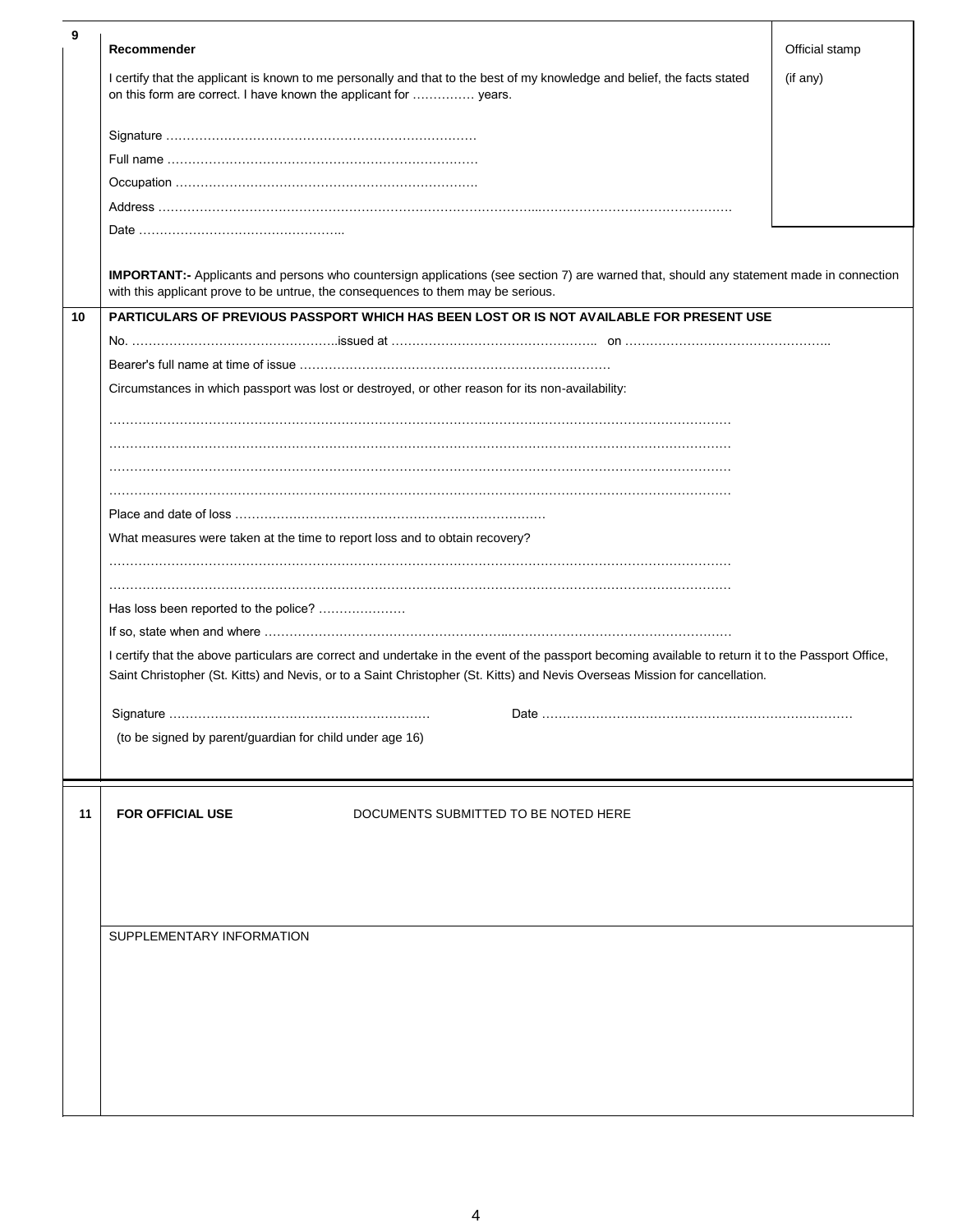**9**

**Recommender**

Official stamp (if any)

I certify that the applicant is known to me personally and that to the best of my knowledge and belief, the facts stated on this form are correct. I have known the applicant for …………… years.

Signature …………………………………………………………………

Full name …………………………………………………………………

Occupation ……………………………………………………………….

Address ………………………………………………………………………………………………………………………….

Date …………………………………………..

**IMPORTANT:-** Applicants and persons who countersign applications (see section 7) are warned that, should any statement made in connection with this applicant prove to be untrue, the consequences to them may be serious.

**10** **PARTICULARS OF PREVIOUS PASSPORT WHICH HAS BEEN LOST OR IS NOT AVAILABLE FOR PRESENT USE**

No. …………………………………………..issued at ………………………………………….. on …………………………………………..

Bearer's full name at time of issue …………………………………………………………………

Circumstances in which passport was lost or destroyed, or other reason for its non-availability:

……………………………………………………………………………………………………………………………………

……………………………………………………………………………………………………………………………………

……………………………………………………………………………………………………………………………………

……………………………………………………………………………………………………………………………………

Place and date of loss …………………………………………………………………

What measures were taken at the time to report loss and to obtain recovery?

……………………………………………………………………………………………………………………………………

……………………………………………………………………………………………………………………………………

Has loss been reported to the police? …………………

If so, state when and where ……………………………………………………………………………………………………

I certify that the above particulars are correct and undertake in the event of the passport becoming available to return it to the Passport Office, Saint Christopher (St. Kitts) and Nevis, or to a Saint Christopher (St. Kitts) and Nevis Overseas Mission for cancellation.

Signature …………………………………………………… Date …………………………………………………………………

(to be signed by parent/guardian for child under age 16)

**11** **FOR OFFICIAL USE** DOCUMENTS SUBMITTED TO BE NOTED HERE

SUPPLEMENTARY INFORMATION